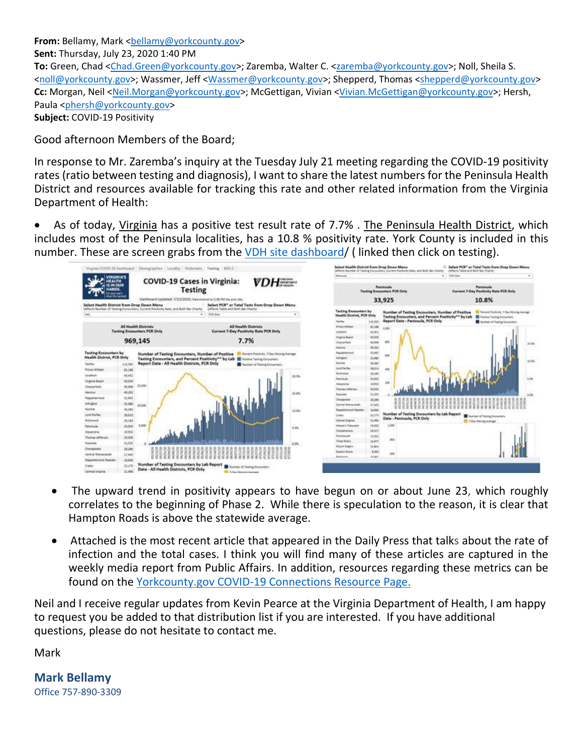**From:** Bellamy, Mark <bellamy@yorkcounty.gov>
**Sent:** Thursday, July 23, 2020 1:40 PM
**To:** Green, Chad <Chad.Green@yorkcounty.gov>; Zaremba, Walter C. <zaremba@yorkcounty.gov>; Noll, Sheila S. <noll@yorkcounty.gov>; Wassmer, Jeff <Wassmer@yorkcounty.gov>; Shepperd, Thomas <shepperd@yorkcounty.gov>
**Cc:** Morgan, Neil <Neil.Morgan@yorkcounty.gov>; McGettigan, Vivian <Vivian.McGettigan@yorkcounty.gov>; Hersh, Paula <phersh@yorkcounty.gov>
**Subject:** COVID-19 Positivity

Good afternoon Members of the Board;

In response to Mr. Zaremba's inquiry at the Tuesday July 21 meeting regarding the COVID-19 positivity rates (ratio between testing and diagnosis), I want to share the latest numbers for the Peninsula Health District and resources available for tracking this rate and other related information from the Virginia Department of Health:

- As of today, Virginia has a positive test result rate of 7.7% . The Peninsula Health District, which includes most of the Peninsula localities, has a 10.8 % positivity rate. York County is included in this number. These are screen grabs from the VDH site dashboard/ ( linked then click on testing).

- The upward trend in positivity appears to have begun on or about June 23, which roughly correlates to the beginning of Phase 2. While there is speculation to the reason, it is clear that Hampton Roads is above the statewide average.

- Attached is the most recent article that appeared in the Daily Press that talks about the rate of infection and the total cases. I think you will find many of these articles are captured in the weekly media report from Public Affairs. In addition, resources regarding these metrics can be found on the Yorkcounty.gov COVID-19 Connections Resource Page.

Neil and I receive regular updates from Kevin Pearce at the Virginia Department of Health, I am happy to request you be added to that distribution list if you are interested. If you have additional questions, please do not hesitate to contact me.

Mark

**Mark Bellamy**
Office 757-890-3309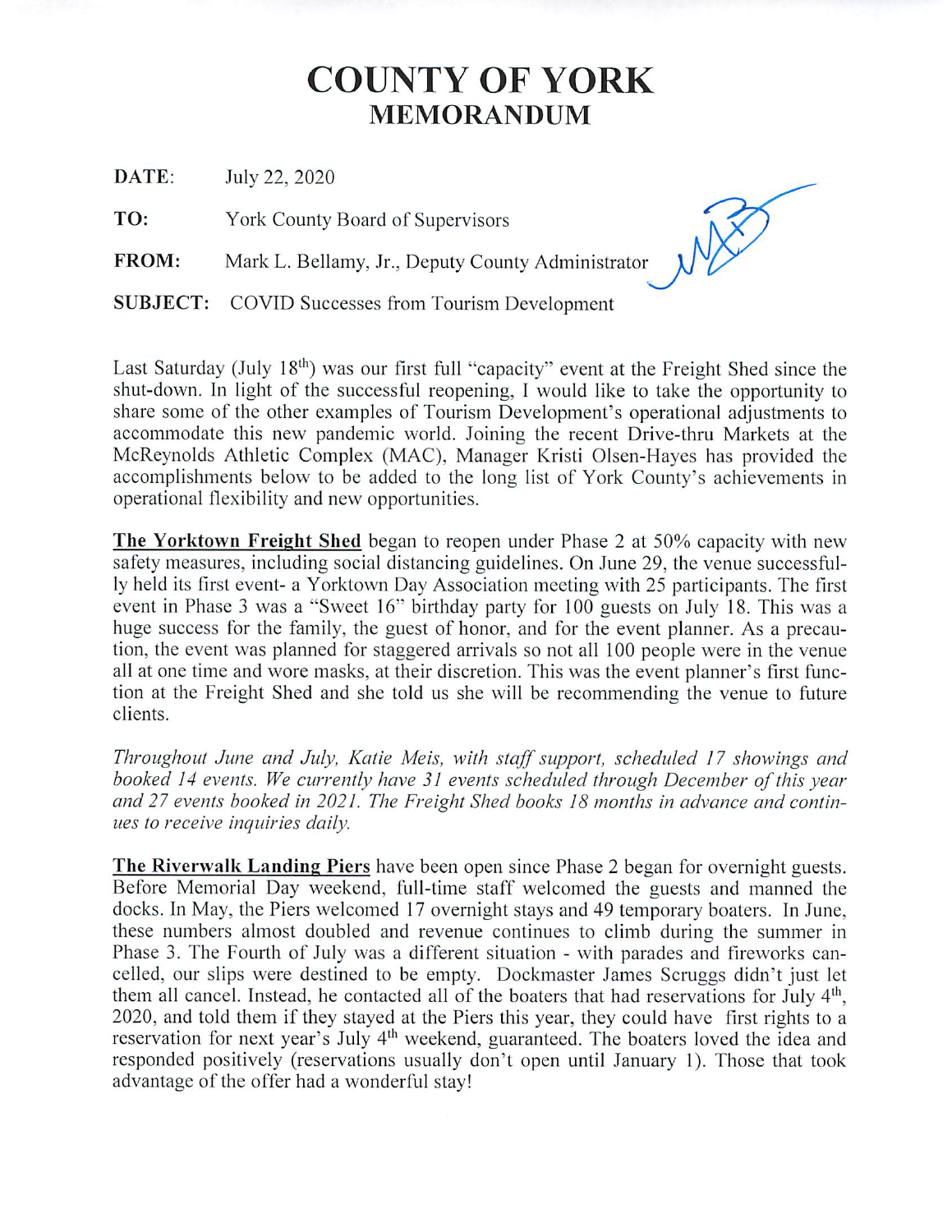# COUNTY OF YORK
## MEMORANDUM

**DATE:** July 22, 2020

**TO:** York County Board of Supervisors

**FROM:** Mark L. Bellamy, Jr., Deputy County Administrator

**SUBJECT:** COVID Successes from Tourism Development

Last Saturday (July 18th) was our first full "capacity" event at the Freight Shed since the shut-down. In light of the successful reopening, I would like to take the opportunity to share some of the other examples of Tourism Development's operational adjustments to accommodate this new pandemic world. Joining the recent Drive-thru Markets at the McReynolds Athletic Complex (MAC), Manager Kristi Olsen-Hayes has provided the accomplishments below to be added to the long list of York County's achievements in operational flexibility and new opportunities.

**The Yorktown Freight Shed** began to reopen under Phase 2 at 50% capacity with new safety measures, including social distancing guidelines. On June 29, the venue successfully held its first event- a Yorktown Day Association meeting with 25 participants. The first event in Phase 3 was a "Sweet 16" birthday party for 100 guests on July 18. This was a huge success for the family, the guest of honor, and for the event planner. As a precaution, the event was planned for staggered arrivals so not all 100 people were in the venue all at one time and wore masks, at their discretion. This was the event planner's first function at the Freight Shed and she told us she will be recommending the venue to future clients.

*Throughout June and July, Katie Meis, with staff support, scheduled 17 showings and booked 14 events. We currently have 31 events scheduled through December of this year and 27 events booked in 2021. The Freight Shed books 18 months in advance and continues to receive inquiries daily.*

**The Riverwalk Landing Piers** have been open since Phase 2 began for overnight guests. Before Memorial Day weekend, full-time staff welcomed the guests and manned the docks. In May, the Piers welcomed 17 overnight stays and 49 temporary boaters. In June, these numbers almost doubled and revenue continues to climb during the summer in Phase 3. The Fourth of July was a different situation - with parades and fireworks cancelled, our slips were destined to be empty. Dockmaster James Scruggs didn't just let them all cancel. Instead, he contacted all of the boaters that had reservations for July 4th, 2020, and told them if they stayed at the Piers this year, they could have first rights to a reservation for next year's July 4th weekend, guaranteed. The boaters loved the idea and responded positively (reservations usually don't open until January 1). Those that took advantage of the offer had a wonderful stay!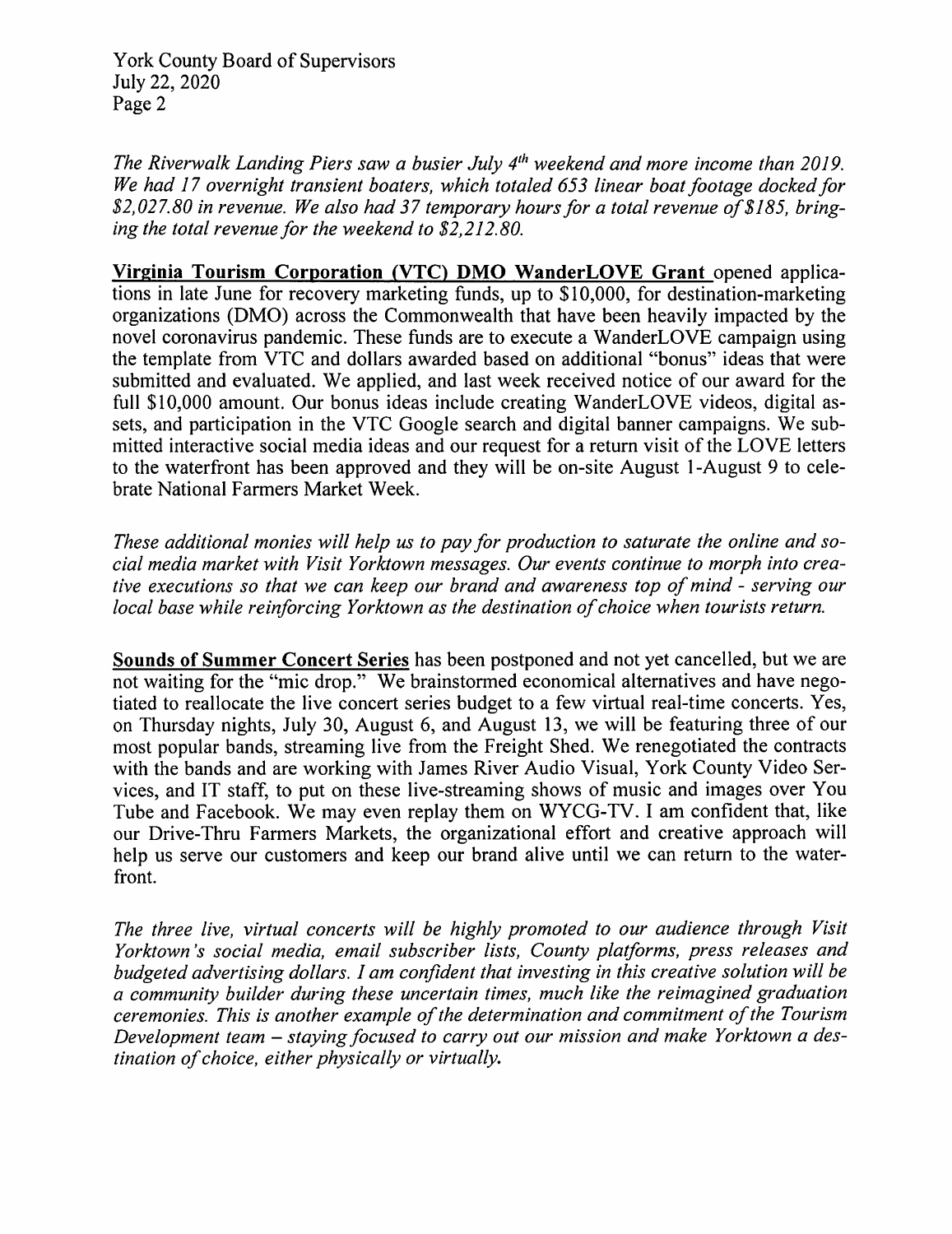*The Riverwalk Landing Piers saw a busier July 4th weekend and more income than 2019. We had 17 overnight transient boaters, which totaled 653 linear boat footage docked for $2,027.80 in revenue. We also had 37 temporary hours for a total revenue of $185, bringing the total revenue for the weekend to $2,212.80.*

**Virginia Tourism Corporation (VTC) DMO WanderLOVE Grant** opened applications in late June for recovery marketing funds, up to $10,000, for destination-marketing organizations (DMO) across the Commonwealth that have been heavily impacted by the novel coronavirus pandemic. These funds are to execute a WanderLOVE campaign using the template from VTC and dollars awarded based on additional "bonus" ideas that were submitted and evaluated. We applied, and last week received notice of our award for the full $10,000 amount. Our bonus ideas include creating WanderLOVE videos, digital assets, and participation in the VTC Google search and digital banner campaigns. We submitted interactive social media ideas and our request for a return visit of the LOVE letters to the waterfront has been approved and they will be on-site August 1-August 9 to celebrate National Farmers Market Week.

*These additional monies will help us to pay for production to saturate the online and social media market with Visit Yorktown messages. Our events continue to morph into creative executions so that we can keep our brand and awareness top of mind - serving our local base while reinforcing Yorktown as the destination of choice when tourists return.*

**Sounds of Summer Concert Series** has been postponed and not yet cancelled, but we are not waiting for the "mic drop." We brainstormed economical alternatives and have negotiated to reallocate the live concert series budget to a few virtual real-time concerts. Yes, on Thursday nights, July 30, August 6, and August 13, we will be featuring three of our most popular bands, streaming live from the Freight Shed. We renegotiated the contracts with the bands and are working with James River Audio Visual, York County Video Services, and IT staff, to put on these live-streaming shows of music and images over You Tube and Facebook. We may even replay them on WYCG-TV. I am confident that, like our Drive-Thru Farmers Markets, the organizational effort and creative approach will help us serve our customers and keep our brand alive until we can return to the waterfront.

*The three live, virtual concerts will be highly promoted to our audience through Visit Yorktown's social media, email subscriber lists, County platforms, press releases and budgeted advertising dollars. I am confident that investing in this creative solution will be a community builder during these uncertain times, much like the reimagined graduation ceremonies. This is another example of the determination and commitment of the Tourism Development team – staying focused to carry out our mission and make Yorktown a destination of choice, either physically or virtually.*